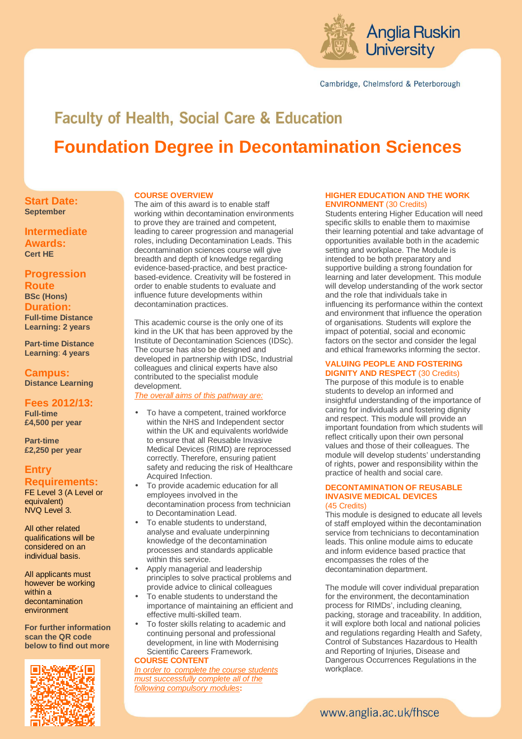Anglia Ruskin University

Cambridge, Chelmsford & Peterborough

## Faculty of Health, Social Care & Education

# Foundation Degree in Decontamination Sciences

**Start Date:**
**September**

**Intermediate Awards:**
**Cert HE**

**Progression Route**
**BSc (Hons)**

**Duration:**
**Full-time Distance Learning: 2 years**

**Part-time Distance Learning: 4 years**

**Campus:**
**Distance Learning**

**Fees 2012/13:**
**Full-time**
**£4,500 per year**

**Part-time**
**£2,250 per year**

**Entry Requirements:**
FE Level 3 (A Level or equivalent)
NVQ Level 3.

All other related qualifications will be considered on an individual basis.

All applicants must however be working within a decontamination environment

**For further information scan the QR code below to find out more**

### COURSE OVERVIEW

The aim of this award is to enable staff working within decontamination environments to prove they are trained and competent, leading to career progression and managerial roles, including Decontamination Leads. This decontamination sciences course will give breadth and depth of knowledge regarding evidence-based-practice, and best practice-based-evidence. Creativity will be fostered in order to enable students to evaluate and influence future developments within decontamination practices.

This academic course is the only one of its kind in the UK that has been approved by the Institute of Decontamination Sciences (IDSc). The course has also be designed and developed in partnership with IDSc, Industrial colleagues and clinical experts have also contributed to the specialist module development.

*The overall aims of this pathway are:*

- To have a competent, trained workforce within the NHS and Independent sector within the UK and equivalents worldwide to ensure that all Reusable Invasive Medical Devices (RIMD) are reprocessed correctly. Therefore, ensuring patient safety and reducing the risk of Healthcare Acquired Infection.
- To provide academic education for all employees involved in the decontamination process from technician to Decontamination Lead.
- To enable students to understand, analyse and evaluate underpinning knowledge of the decontamination processes and standards applicable within this service.
- Apply managerial and leadership principles to solve practical problems and provide advice to clinical colleagues
- To enable students to understand the importance of maintaining an efficient and effective multi-skilled team.
- To foster skills relating to academic and continuing personal and professional development, in line with Modernising Scientific Careers Framework.

### COURSE CONTENT

*In order to complete the course students must successfully complete all of the following compulsory modules***:**

### HIGHER EDUCATION AND THE WORK ENVIRONMENT (30 Credits)

Students entering Higher Education will need specific skills to enable them to maximise their learning potential and take advantage of opportunities available both in the academic setting and workplace. The Module is intended to be both preparatory and supportive building a strong foundation for learning and later development. This module will develop understanding of the work sector and the role that individuals take in influencing its performance within the context and environment that influence the operation of organisations. Students will explore the impact of potential, social and economic factors on the sector and consider the legal and ethical frameworks informing the sector.

### VALUING PEOPLE AND FOSTERING DIGNITY AND RESPECT (30 Credits)

The purpose of this module is to enable students to develop an informed and insightful understanding of the importance of caring for individuals and fostering dignity and respect. This module will provide an important foundation from which students will reflect critically upon their own personal values and those of their colleagues. The module will develop students' understanding of rights, power and responsibility within the practice of health and social care.

### DECONTAMINATION OF REUSABLE INVASIVE MEDICAL DEVICES (45 Credits)

This module is designed to educate all levels of staff employed within the decontamination service from technicians to decontamination leads. This online module aims to educate and inform evidence based practice that encompasses the roles of the decontamination department.

The module will cover individual preparation for the environment, the decontamination process for RIMDs', including cleaning, packing, storage and traceability. In addition, it will explore both local and national policies and regulations regarding Health and Safety, Control of Substances Hazardous to Health and Reporting of Injuries, Disease and Dangerous Occurrences Regulations in the workplace.

www.anglia.ac.uk/fhsce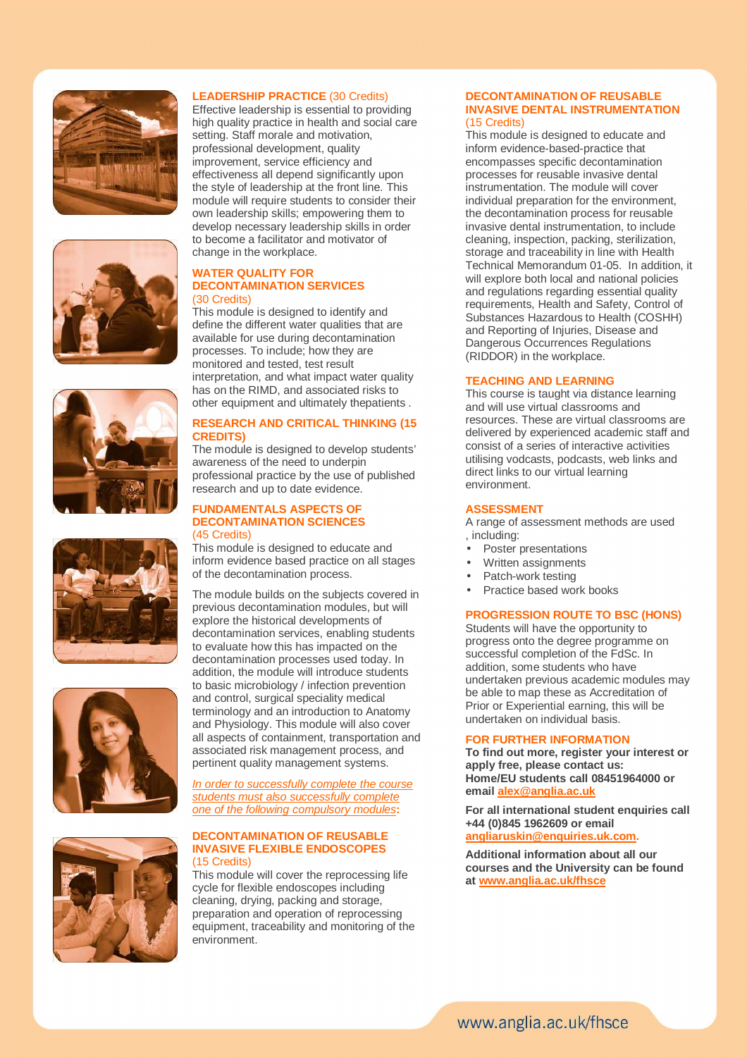### LEADERSHIP PRACTICE (30 Credits)

Effective leadership is essential to providing high quality practice in health and social care setting. Staff morale and motivation, professional development, quality improvement, service efficiency and effectiveness all depend significantly upon the style of leadership at the front line. This module will require students to consider their own leadership skills; empowering them to develop necessary leadership skills in order to become a facilitator and motivator of change in the workplace.

### WATER QUALITY FOR DECONTAMINATION SERVICES (30 Credits)

This module is designed to identify and define the different water qualities that are available for use during decontamination processes. To include; how they are monitored and tested, test result interpretation, and what impact water quality has on the RIMD, and associated risks to other equipment and ultimately thepatients .

### RESEARCH AND CRITICAL THINKING (15 CREDITS)

The module is designed to develop students' awareness of the need to underpin professional practice by the use of published research and up to date evidence.

### FUNDAMENTALS ASPECTS OF DECONTAMINATION SCIENCES (45 Credits)

This module is designed to educate and inform evidence based practice on all stages of the decontamination process.

The module builds on the subjects covered in previous decontamination modules, but will explore the historical developments of decontamination services, enabling students to evaluate how this has impacted on the decontamination processes used today. In addition, the module will introduce students to basic microbiology / infection prevention and control, surgical speciality medical terminology and an introduction to Anatomy and Physiology. This module will also cover all aspects of containment, transportation and associated risk management process, and pertinent quality management systems.

*In order to successfully complete the course students must also successfully complete one of the following compulsory modules*:

### DECONTAMINATION OF REUSABLE INVASIVE FLEXIBLE ENDOSCOPES (15 Credits)

This module will cover the reprocessing life cycle for flexible endoscopes including cleaning, drying, packing and storage, preparation and operation of reprocessing equipment, traceability and monitoring of the environment.

### DECONTAMINATION OF REUSABLE INVASIVE DENTAL INSTRUMENTATION (15 Credits)

This module is designed to educate and inform evidence-based-practice that encompasses specific decontamination processes for reusable invasive dental instrumentation. The module will cover individual preparation for the environment, the decontamination process for reusable invasive dental instrumentation, to include cleaning, inspection, packing, sterilization, storage and traceability in line with Health Technical Memorandum 01-05. In addition, it will explore both local and national policies and regulations regarding essential quality requirements, Health and Safety, Control of Substances Hazardous to Health (COSHH) and Reporting of Injuries, Disease and Dangerous Occurrences Regulations (RIDDOR) in the workplace.

### TEACHING AND LEARNING

This course is taught via distance learning and will use virtual classrooms and resources. These are virtual classrooms are delivered by experienced academic staff and consist of a series of interactive activities utilising vodcasts, podcasts, web links and direct links to our virtual learning environment.

### ASSESSMENT

A range of assessment methods are used , including:

- Poster presentations
- Written assignments
- Patch-work testing
- Practice based work books

### PROGRESSION ROUTE TO BSC (HONS)

Students will have the opportunity to progress onto the degree programme on successful completion of the FdSc. In addition, some students who have undertaken previous academic modules may be able to map these as Accreditation of Prior or Experiential earning, this will be undertaken on individual basis.

### FOR FURTHER INFORMATION

**To find out more, register your interest or apply free, please contact us: Home/EU students call 08451964000 or email alex@anglia.ac.uk**

**For all international student enquiries call +44 (0)845 1962609 or email angliaruskin@enquiries.uk.com.**

**Additional information about all our courses and the University can be found at www.anglia.ac.uk/fhsce**